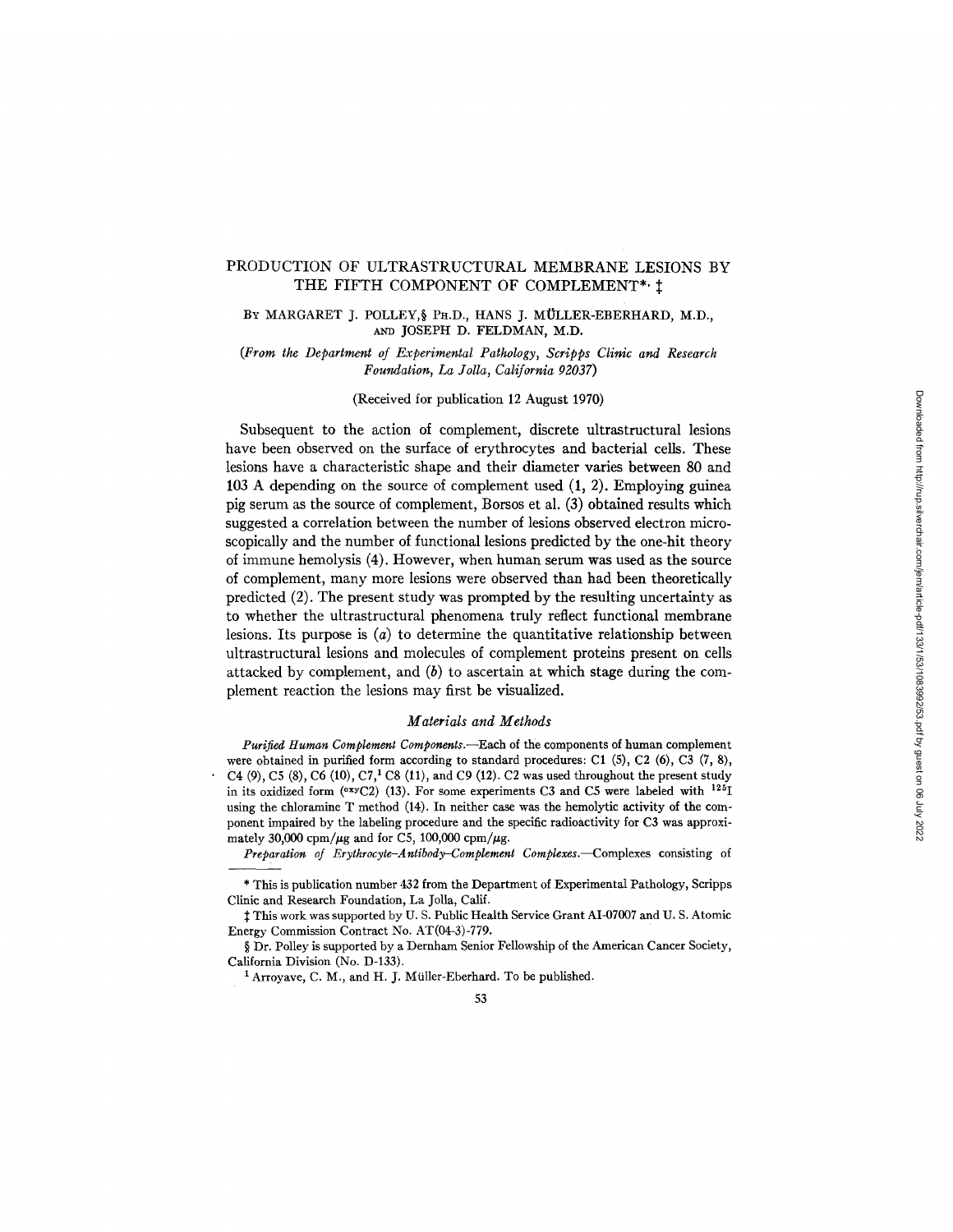# PRODUCTION OF ULTRASTRUCTURAL MEMBRANE LESIONS BY THE FIFTH COMPONENT OF COMPLEMENT*, ‡

BY MARGARET J. POLLEY,§ PH.D., HANS J. MÜLLER-EBERHARD, M.D., AND JOSEPH D. FELDMAN, M.D.

*(From the Department of Experimental Pathology, Scripps Clinic and Research Foundation, La Jolla, California 92037)*

(Received for publication 12 August 1970)

Subsequent to the action of complement, discrete ultrastructural lesions have been observed on the surface of erythrocytes and bacterial cells. These lesions have a characteristic shape and their diameter varies between 80 and 103 A depending on the source of complement used (1, 2). Employing guinea pig serum as the source of complement, Borsos et al. (3) obtained results which suggested a correlation between the number of lesions observed electron microscopically and the number of functional lesions predicted by the one-hit theory of immune hemolysis (4). However, when human serum was used as the source of complement, many more lesions were observed than had been theoretically predicted (2). The present study was prompted by the resulting uncertainty as to whether the ultrastructural phenomena truly reflect functional membrane lesions. Its purpose is (*a*) to determine the quantitative relationship between ultrastructural lesions and molecules of complement proteins present on cells attacked by complement, and (*b*) to ascertain at which stage during the complement reaction the lesions may first be visualized.

## *Materials and Methods*

*Purified Human Complement Components.*—Each of the components of human complement were obtained in purified form according to standard procedures: C1 (5), C2 (6), C3 (7, 8), C4 (9), C5 (8), C6 (10), C7,[1] C8 (11), and C9 (12). C2 was used throughout the present study in its oxidized form ($^{oxy}$C2) (13). For some experiments C3 and C5 were labeled with $^{125}$I using the chloramine T method (14). In neither case was the hemolytic activity of the component impaired by the labeling procedure and the specific radioactivity for C3 was approximately 30,000 cpm/μg and for C5, 100,000 cpm/μg.

*Preparation of Erythrocyte-Antibody-Complement Complexes.*—Complexes consisting of

---

* This is publication number 432 from the Department of Experimental Pathology, Scripps Clinic and Research Foundation, La Jolla, Calif.

‡ This work was supported by U. S. Public Health Service Grant AI-07007 and U. S. Atomic Energy Commission Contract No. AT(04-3)-779.

§ Dr. Polley is supported by a Dernham Senior Fellowship of the American Cancer Society, California Division (No. D-133).

[1] Arroyave, C. M., and H. J. Müller-Eberhard. To be published.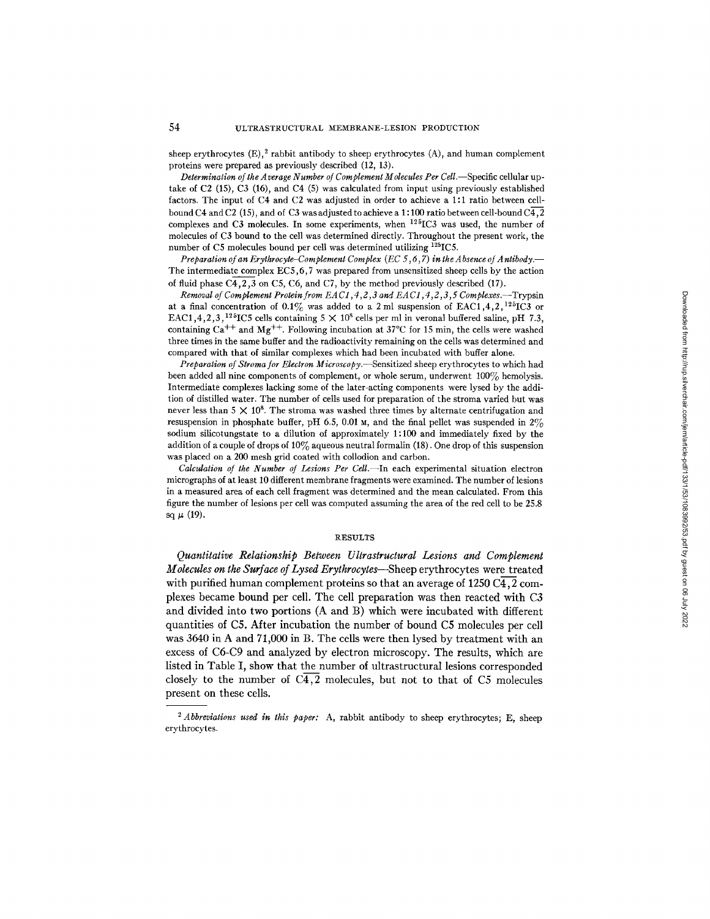sheep erythrocytes (E),[2] rabbit antibody to sheep erythrocytes (A), and human complement proteins were prepared as previously described (12, 13).

*Determination of the Average Number of Complement Molecules Per Cell.*—Specific cellular uptake of C2 (15), C3 (16), and C4 (5) was calculated from input using previously established factors. The input of C4 and C2 was adjusted in order to achieve a 1:1 ratio between cell-bound C4 and C2 (15), and of C3 was adjusted to achieve a 1:100 ratio between cell-bound $\overline{C4,2}$ complexes and C3 molecules. In some experiments, when $^{125}$IC3 was used, the number of molecules of C3 bound to the cell was determined directly. Throughout the present work, the number of C5 molecules bound per cell was determined utilizing $^{125}$IC5.

*Preparation of an Erythrocyte–Complement Complex (EC 5,6,7) in the Absence of Antibody.*—The intermediate complex EC5,6,7 was prepared from unsensitized sheep cells by the action of fluid phase $\overline{C4,2,3}$ on C5, C6, and C7, by the method previously described (17).

*Removal of Complement Protein from EAC1,4,2,3 and EAC1,4,2,3,5 Complexes.*—Trypsin at a final concentration of 0.1% was added to a 2 ml suspension of EAC1,4,2,$^{125}$IC3 or EAC1,4,2,3,$^{125}$IC5 cells containing $5 \times 10^8$ cells per ml in veronal buffered saline, pH 7.3, containing $Ca^{++}$ and $Mg^{++}$. Following incubation at 37°C for 15 min, the cells were washed three times in the same buffer and the radioactivity remaining on the cells was determined and compared with that of similar complexes which had been incubated with buffer alone.

*Preparation of Stroma for Electron Microscopy.*—Sensitized sheep erythrocytes to which had been added all nine components of complement, or whole serum, underwent 100% hemolysis. Intermediate complexes lacking some of the later-acting components were lysed by the addition of distilled water. The number of cells used for preparation of the stroma varied but was never less than $5 \times 10^8$. The stroma was washed three times by alternate centrifugation and resuspension in phosphate buffer, pH 6.5, 0.01 M, and the final pellet was suspended in 2% sodium silicotungstate to a dilution of approximately 1:100 and immediately fixed by the addition of a couple of drops of 10% aqueous neutral formalin (18). One drop of this suspension was placed on a 200 mesh grid coated with collodion and carbon.

*Calculation of the Number of Lesions Per Cell.*—In each experimental situation electron micrographs of at least 10 different membrane fragments were examined. The number of lesions in a measured area of each cell fragment was determined and the mean calculated. From this figure the number of lesions per cell was computed assuming the area of the red cell to be 25.8 sq $\mu$ (19).

## RESULTS

*Quantitative Relationship Between Ultrastructural Lesions and Complement Molecules on the Surface of Lysed Erythrocytes*—Sheep erythrocytes were treated with purified human complement proteins so that an average of 1250 $\overline{C4,2}$ complexes became bound per cell. The cell preparation was then reacted with C3 and divided into two portions (A and B) which were incubated with different quantities of C5. After incubation the number of bound C5 molecules per cell was 3640 in A and 71,000 in B. The cells were then lysed by treatment with an excess of C6-C9 and analyzed by electron microscopy. The results, which are listed in Table I, show that the number of ultrastructural lesions corresponded closely to the number of $\overline{C4,2}$ molecules, but not to that of C5 molecules present on these cells.

[2] *Abbreviations used in this paper:* A, rabbit antibody to sheep erythrocytes; E, sheep erythrocytes.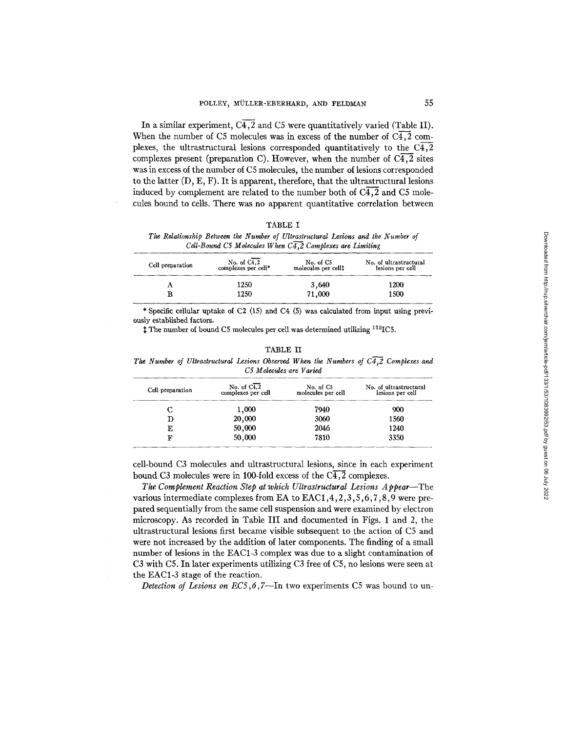In a similar experiment, $\overline{C4,2}$ and C5 were quantitatively varied (Table II). When the number of C5 molecules was in excess of the number of $\overline{C4,2}$ complexes, the ultrastructural lesions corresponded quantitatively to the $\overline{C4,2}$ complexes present (preparation C). However, when the number of $\overline{C4,2}$ sites was in excess of the number of C5 molecules, the number of lesions corresponded to the latter (D, E, F). It is apparent, therefore, that the ultrastructural lesions induced by complement are related to the number both of $\overline{C4,2}$ and C5 molecules bound to cells. There was no apparent quantitative correlation between cell-bound C3 molecules and ultrastructural lesions, since in each experiment bound C3 molecules were in 100-fold excess of the $\overline{C4,2}$ complexes.

TABLE I

*The Relationship Between the Number of Ultrastructural Lesions and the Number of Cell-Bound C5 Molecules When $\overline{C4,2}$ Complexes are Limiting*

| Cell preparation | No. of $\overline{C4,2}$ complexes per cell* | No. of C5 molecules per cell‡ | No. of ultrastructural lesions per cell |
|---|---|---|---|
| A | 1250 | 3,640 | 1200 |
| B | 1250 | 71,000 | 1500 |

\* Specific cellular uptake of C2 (15) and C4 (5) was calculated from input using previously established factors.

‡ The number of bound C5 molecules per cell was determined utilizing $^{125}$IC5.

TABLE II

*The Number of Ultrastructural Lesions Observed When the Numbers of $\overline{C4,2}$ Complexes and C5 Molecules are Varied*

| Cell preparation | No. of $\overline{C4,2}$ complexes per cell | No. of C5 molecules per cell | No. of ultrastructural lesions per cell |
|---|---|---|---|
| C | 1,000 | 7940 | 900 |
| D | 20,000 | 3060 | 1560 |
| E | 50,000 | 2046 | 1240 |
| F | 50,000 | 7810 | 3350 |

*The Complement Reaction Step at which Ultrastructural Lesions Appear*—The various intermediate complexes from EA to EAC1,4,2,3,5,6,7,8,9 were prepared sequentially from the same cell suspension and were examined by electron microscopy. As recorded in Table III and documented in Figs. 1 and 2, the ultrastructural lesions first became visible subsequent to the action of C5 and were not increased by the addition of later components. The finding of a small number of lesions in the EAC1-3 complex was due to a slight contamination of C3 with C5. In later experiments utilizing C3 free of C5, no lesions were seen at the EAC1-3 stage of the reaction.

*Detection of Lesions on EC5,6,7*—In two experiments C5 was bound to un-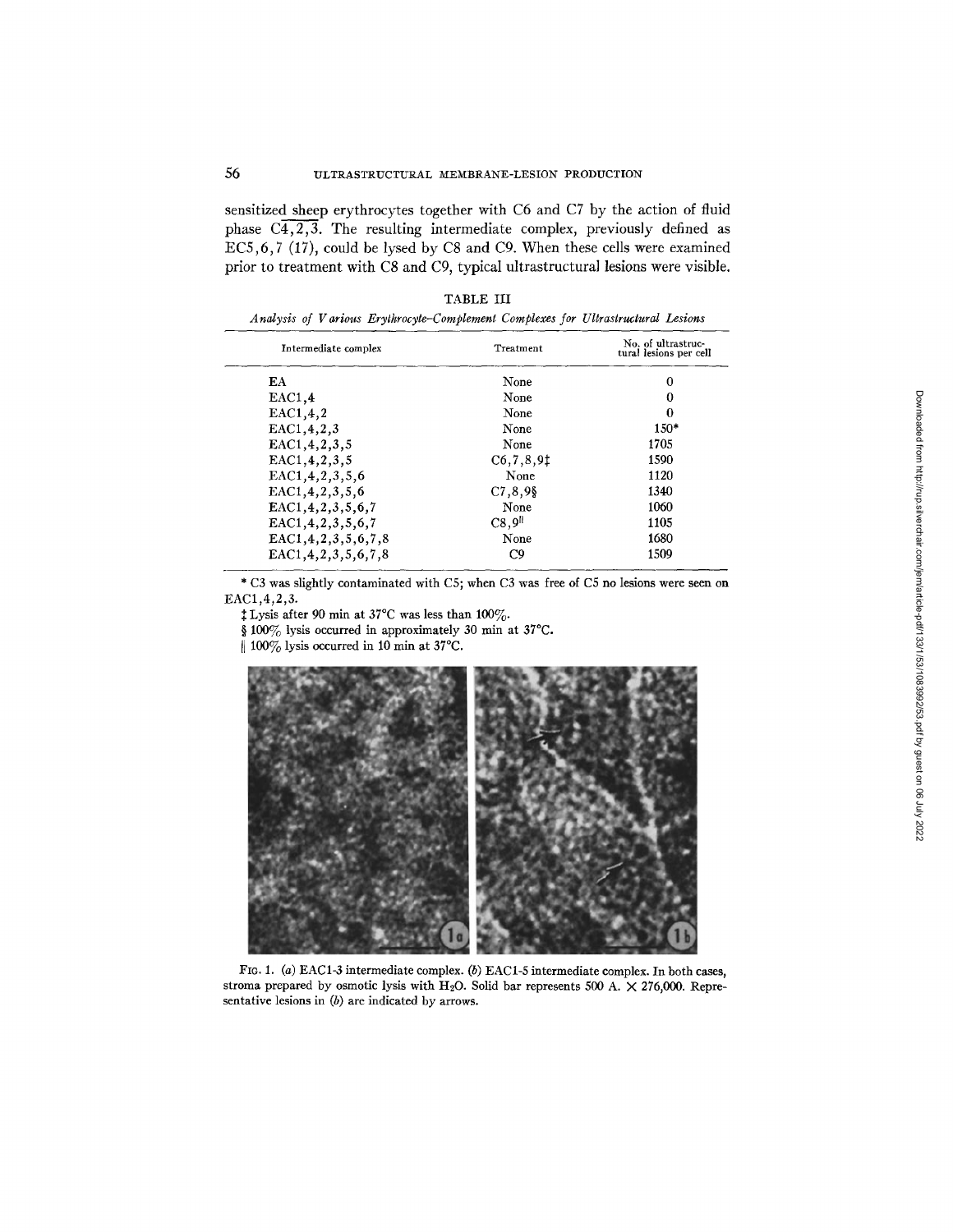sensitized sheep erythrocytes together with C6 and C7 by the action of fluid phase $\overline{C4,2,3}$. The resulting intermediate complex, previously defined as EC5,6,7 (17), could be lysed by C8 and C9. When these cells were examined prior to treatment with C8 and C9, typical ultrastructural lesions were visible.

TABLE III

*Analysis of Various Erythrocyte–Complement Complexes for Ultrastructural Lesions*

| Intermediate complex | Treatment | No. of ultrastructural lesions per cell |
|---|---|---|
| EA | None | 0 |
| EAC1,4 | None | 0 |
| EAC1,4,2 | None | 0 |
| EAC1,4,2,3 | None | 150* |
| EAC1,4,2,3,5 | None | 1705 |
| EAC1,4,2,3,5 | C6,7,8,9‡ | 1590 |
| EAC1,4,2,3,5,6 | None | 1120 |
| EAC1,4,2,3,5,6 | C7,8,9§ | 1340 |
| EAC1,4,2,3,5,6,7 | None | 1060 |
| EAC1,4,2,3,5,6,7 | C8,9‖ | 1105 |
| EAC1,4,2,3,5,6,7,8 | None | 1680 |
| EAC1,4,2,3,5,6,7,8 | C9 | 1509 |

\* C3 was slightly contaminated with C5; when C3 was free of C5 no lesions were seen on EAC1,4,2,3.

‡ Lysis after 90 min at 37°C was less than 100%.

§ 100% lysis occurred in approximately 30 min at 37°C.

‖ 100% lysis occurred in 10 min at 37°C.

FIG. 1. (*a*) EAC1-3 intermediate complex. (*b*) EAC1-5 intermediate complex. In both cases, stroma prepared by osmotic lysis with $H_2O$. Solid bar represents 500 A. × 276,000. Representative lesions in (*b*) are indicated by arrows.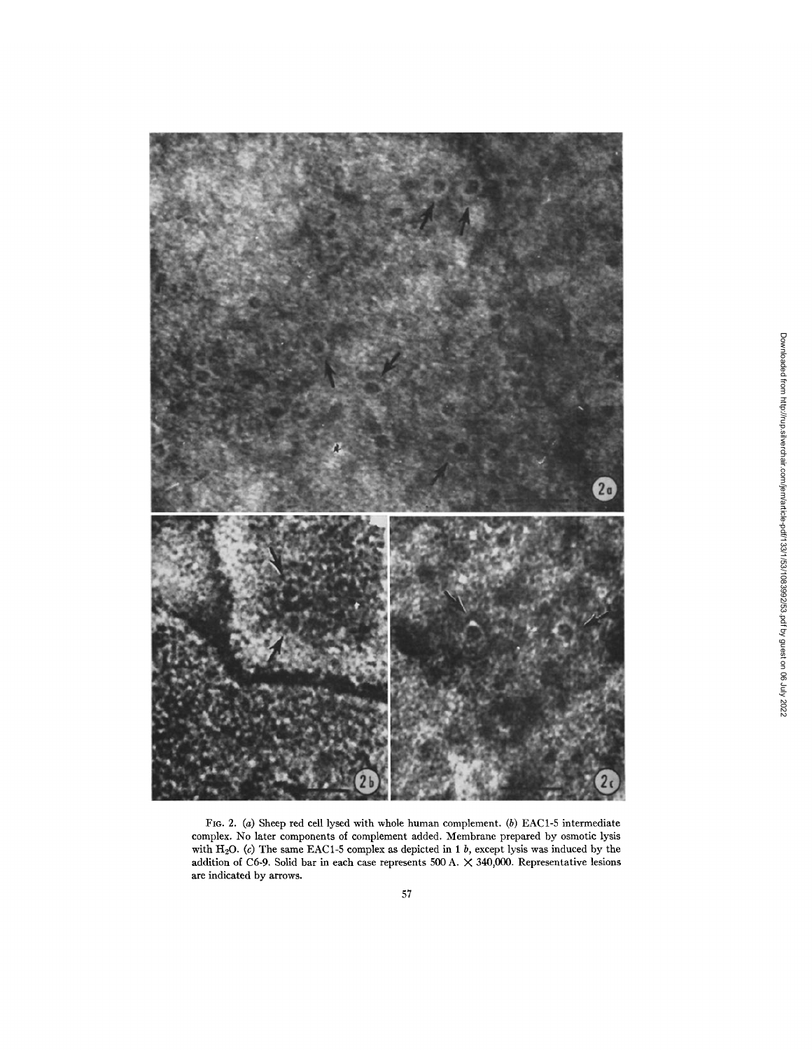FIG. 2. (*a*) Sheep red cell lysed with whole human complement. (*b*) EAC1-5 intermediate complex. No later components of complement added. Membrane prepared by osmotic lysis with $H_2O$. (*c*) The same EAC1-5 complex as depicted in 1 *b*, except lysis was induced by the addition of C6-9. Solid bar in each case represents 500 A. × 340,000. Representative lesions are indicated by arrows.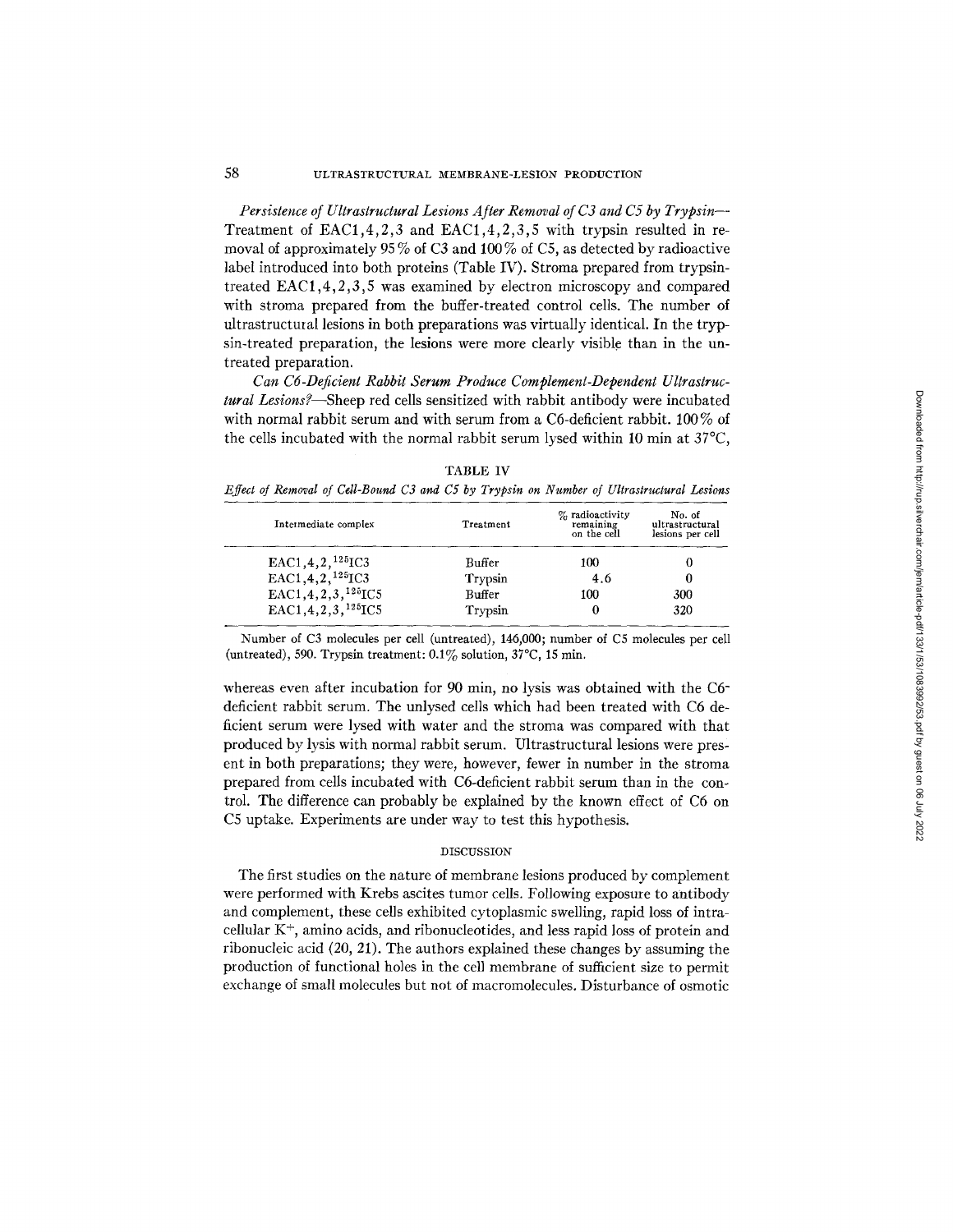*Persistence of Ultrastructural Lesions After Removal of C3 and C5 by Trypsin*—Treatment of EAC1,4,2,3 and EAC1,4,2,3,5 with trypsin resulted in removal of approximately 95% of C3 and 100% of C5, as detected by radioactive label introduced into both proteins (Table IV). Stroma prepared from trypsin-treated EAC1,4,2,3,5 was examined by electron microscopy and compared with stroma prepared from the buffer-treated control cells. The number of ultrastructural lesions in both preparations was virtually identical. In the trypsin-treated preparation, the lesions were more clearly visible than in the untreated preparation.

*Can C6-Deficient Rabbit Serum Produce Complement-Dependent Ultrastructural Lesions?*—Sheep red cells sensitized with rabbit antibody were incubated with normal rabbit serum and with serum from a C6-deficient rabbit. 100% of the cells incubated with the normal rabbit serum lysed within 10 min at 37°C, whereas even after incubation for 90 min, no lysis was obtained with the C6-deficient rabbit serum. The unlysed cells which had been treated with C6 deficient serum were lysed with water and the stroma was compared with that produced by lysis with normal rabbit serum. Ultrastructural lesions were present in both preparations; they were, however, fewer in number in the stroma prepared from cells incubated with C6-deficient rabbit serum than in the control. The difference can probably be explained by the known effect of C6 on C5 uptake. Experiments are under way to test this hypothesis.

TABLE IV

*Effect of Removal of Cell-Bound C3 and C5 by Trypsin on Number of Ultrastructural Lesions*

| Intermediate complex | Treatment | % radioactivity remaining on the cell | No. of ultrastructural lesions per cell |
|---|---|---|---|
| EAC1,4,2,$^{125}$IC3 | Buffer | 100 | 0 |
| EAC1,4,2,$^{125}$IC3 | Trypsin | 4.6 | 0 |
| EAC1,4,2,3,$^{125}$IC5 | Buffer | 100 | 300 |
| EAC1,4,2,3,$^{125}$IC5 | Trypsin | 0 | 320 |

Number of C3 molecules per cell (untreated), 146,000; number of C5 molecules per cell (untreated), 590. Trypsin treatment: 0.1% solution, 37°C, 15 min.

## DISCUSSION

The first studies on the nature of membrane lesions produced by complement were performed with Krebs ascites tumor cells. Following exposure to antibody and complement, these cells exhibited cytoplasmic swelling, rapid loss of intracellular $K^+$, amino acids, and ribonucleotides, and less rapid loss of protein and ribonucleic acid (20, 21). The authors explained these changes by assuming the production of functional holes in the cell membrane of sufficient size to permit exchange of small molecules but not of macromolecules. Disturbance of osmotic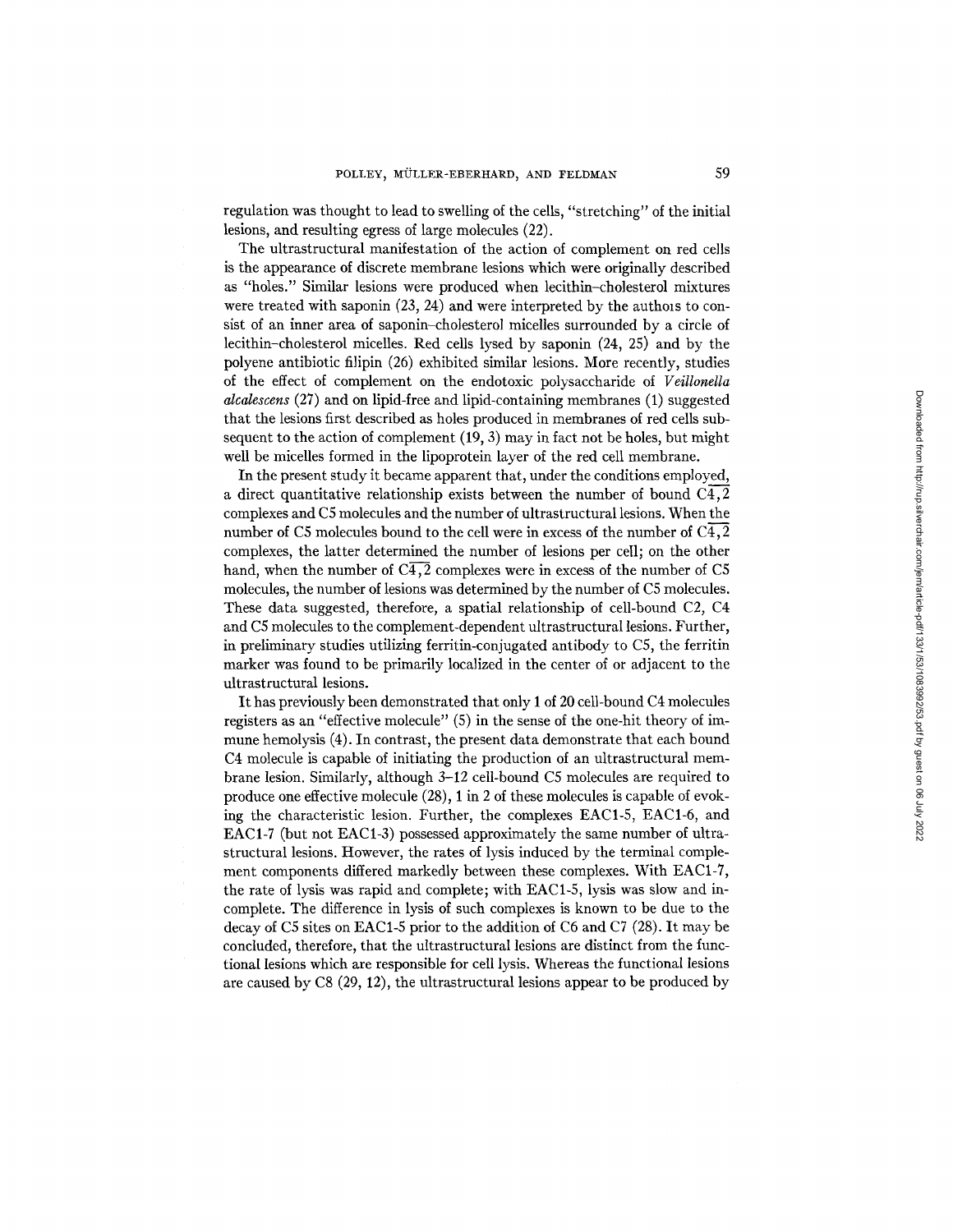regulation was thought to lead to swelling of the cells, "stretching" of the initial lesions, and resulting egress of large molecules (22).

The ultrastructural manifestation of the action of complement on red cells is the appearance of discrete membrane lesions which were originally described as "holes." Similar lesions were produced when lecithin–cholesterol mixtures were treated with saponin (23, 24) and were interpreted by the authors to consist of an inner area of saponin–cholesterol micelles surrounded by a circle of lecithin–cholesterol micelles. Red cells lysed by saponin (24, 25) and by the polyene antibiotic filipin (26) exhibited similar lesions. More recently, studies of the effect of complement on the endotoxic polysaccharide of *Veillonella alcalescens* (27) and on lipid-free and lipid-containing membranes (1) suggested that the lesions first described as holes produced in membranes of red cells subsequent to the action of complement (19, 3) may in fact not be holes, but might well be micelles formed in the lipoprotein layer of the red cell membrane.

In the present study it became apparent that, under the conditions employed, a direct quantitative relationship exists between the number of bound $\overline{C4,2}$ complexes and C5 molecules and the number of ultrastructural lesions. When the number of C5 molecules bound to the cell were in excess of the number of $\overline{C4,2}$ complexes, the latter determined the number of lesions per cell; on the other hand, when the number of $\overline{C4,2}$ complexes were in excess of the number of C5 molecules, the number of lesions was determined by the number of C5 molecules. These data suggested, therefore, a spatial relationship of cell-bound C2, C4 and C5 molecules to the complement-dependent ultrastructural lesions. Further, in preliminary studies utilizing ferritin-conjugated antibody to C5, the ferritin marker was found to be primarily localized in the center of or adjacent to the ultrastructural lesions.

It has previously been demonstrated that only 1 of 20 cell-bound C4 molecules registers as an "effective molecule" (5) in the sense of the one-hit theory of immune hemolysis (4). In contrast, the present data demonstrate that each bound C4 molecule is capable of initiating the production of an ultrastructural membrane lesion. Similarly, although 3–12 cell-bound C5 molecules are required to produce one effective molecule (28), 1 in 2 of these molecules is capable of evoking the characteristic lesion. Further, the complexes EAC1-5, EAC1-6, and EAC1-7 (but not EAC1-3) possessed approximately the same number of ultrastructural lesions. However, the rates of lysis induced by the terminal complement components differed markedly between these complexes. With EAC1-7, the rate of lysis was rapid and complete; with EAC1-5, lysis was slow and incomplete. The difference in lysis of such complexes is known to be due to the decay of C5 sites on EAC1-5 prior to the addition of C6 and C7 (28). It may be concluded, therefore, that the ultrastructural lesions are distinct from the functional lesions which are responsible for cell lysis. Whereas the functional lesions are caused by C8 (29, 12), the ultrastructural lesions appear to be produced by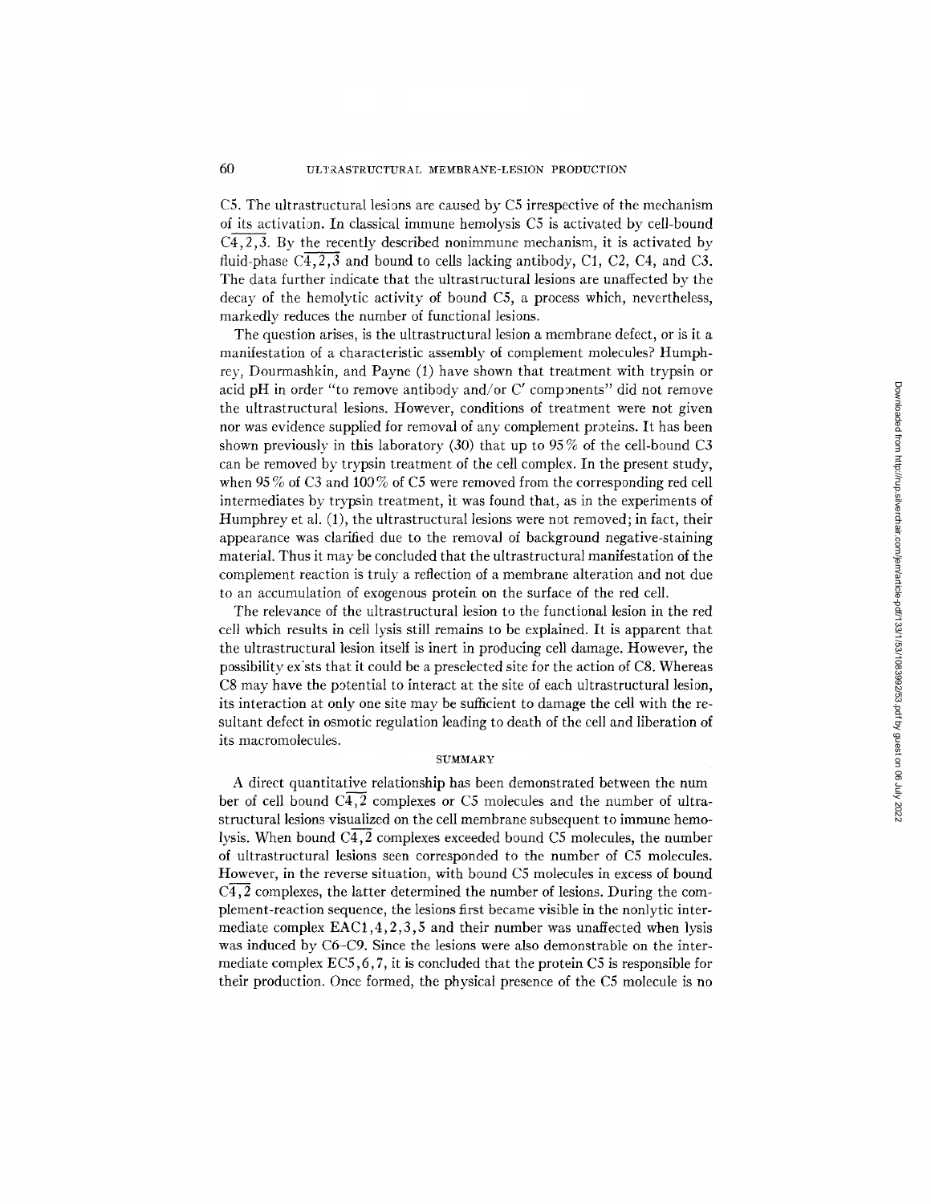C5. The ultrastructural lesions are caused by C5 irrespective of the mechanism of its activation. In classical immune hemolysis C5 is activated by cell-bound $\overline{C4,2,3}$. By the recently described nonimmune mechanism, it is activated by fluid-phase $\overline{C4,2,3}$ and bound to cells lacking antibody, C1, C2, C4, and C3. The data further indicate that the ultrastructural lesions are unaffected by the decay of the hemolytic activity of bound C5, a process which, nevertheless, markedly reduces the number of functional lesions.

The question arises, is the ultrastructural lesion a membrane defect, or is it a manifestation of a characteristic assembly of complement molecules? Humphrey, Dourmashkin, and Payne (1) have shown that treatment with trypsin or acid pH in order "to remove antibody and/or C′ components" did not remove the ultrastructural lesions. However, conditions of treatment were not given nor was evidence supplied for removal of any complement proteins. It has been shown previously in this laboratory (30) that up to 95% of the cell-bound C3 can be removed by trypsin treatment of the cell complex. In the present study, when 95% of C3 and 100% of C5 were removed from the corresponding red cell intermediates by trypsin treatment, it was found that, as in the experiments of Humphrey et al. (1), the ultrastructural lesions were not removed; in fact, their appearance was clarified due to the removal of background negative-staining material. Thus it may be concluded that the ultrastructural manifestation of the complement reaction is truly a reflection of a membrane alteration and not due to an accumulation of exogenous protein on the surface of the red cell.

The relevance of the ultrastructural lesion to the functional lesion in the red cell which results in cell lysis still remains to be explained. It is apparent that the ultrastructural lesion itself is inert in producing cell damage. However, the possibility exists that it could be a preselected site for the action of C8. Whereas C8 may have the potential to interact at the site of each ultrastructural lesion, its interaction at only one site may be sufficient to damage the cell with the resultant defect in osmotic regulation leading to death of the cell and liberation of its macromolecules.

## SUMMARY

A direct quantitative relationship has been demonstrated between the number of cell bound $\overline{C4,2}$ complexes or C5 molecules and the number of ultrastructural lesions visualized on the cell membrane subsequent to immune hemolysis. When bound $\overline{C4,2}$ complexes exceeded bound C5 molecules, the number of ultrastructural lesions seen corresponded to the number of C5 molecules. However, in the reverse situation, with bound C5 molecules in excess of bound $\overline{C4,2}$ complexes, the latter determined the number of lesions. During the complement-reaction sequence, the lesions first became visible in the nonlytic intermediate complex EAC1,4,2,3,5 and their number was unaffected when lysis was induced by C6–C9. Since the lesions were also demonstrable on the intermediate complex EC5,6,7, it is concluded that the protein C5 is responsible for their production. Once formed, the physical presence of the C5 molecule is no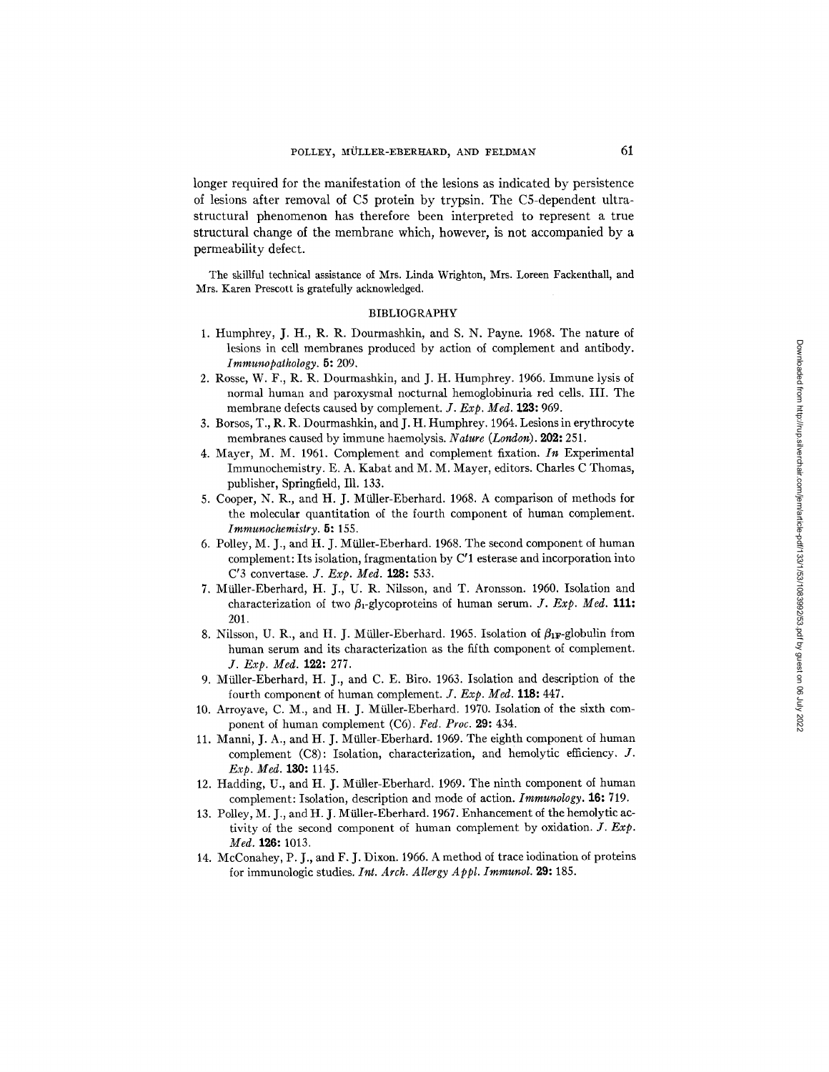longer required for the manifestation of the lesions as indicated by persistence of lesions after removal of C5 protein by trypsin. The C5-dependent ultrastructural phenomenon has therefore been interpreted to represent a true structural change of the membrane which, however, is not accompanied by a permeability defect.

The skillful technical assistance of Mrs. Linda Wrighton, Mrs. Loreen Fackenthall, and Mrs. Karen Prescott is gratefully acknowledged.

## BIBLIOGRAPHY

1. Humphrey, J. H., R. R. Dourmashkin, and S. N. Payne. 1968. The nature of lesions in cell membranes produced by action of complement and antibody. *Immunopathology*. **5:** 209.
2. Rosse, W. F., R. R. Dourmashkin, and J. H. Humphrey. 1966. Immune lysis of normal human and paroxysmal nocturnal hemoglobinuria red cells. III. The membrane defects caused by complement. *J. Exp. Med.* **123:** 969.
3. Borsos, T., R. R. Dourmashkin, and J. H. Humphrey. 1964. Lesions in erythrocyte membranes caused by immune haemolysis. *Nature (London)*. **202:** 251.
4. Mayer, M. M. 1961. Complement and complement fixation. *In* Experimental Immunochemistry. E. A. Kabat and M. M. Mayer, editors. Charles C Thomas, publisher, Springfield, Ill. 133.
5. Cooper, N. R., and H. J. Müller-Eberhard. 1968. A comparison of methods for the molecular quantitation of the fourth component of human complement. *Immunochemistry*. **5:** 155.
6. Polley, M. J., and H. J. Müller-Eberhard. 1968. The second component of human complement: Its isolation, fragmentation by C′1 esterase and incorporation into C′3 convertase. *J. Exp. Med.* **128:** 533.
7. Müller-Eberhard, H. J., U. R. Nilsson, and T. Aronsson. 1960. Isolation and characterization of two $\beta_1$-glycoproteins of human serum. *J. Exp. Med.* **111:** 201.
8. Nilsson, U. R., and H. J. Müller-Eberhard. 1965. Isolation of $\beta_{1F}$-globulin from human serum and its characterization as the fifth component of complement. *J. Exp. Med.* **122:** 277.
9. Müller-Eberhard, H. J., and C. E. Biro. 1963. Isolation and description of the fourth component of human complement. *J. Exp. Med.* **118:** 447.
10. Arroyave, C. M., and H. J. Müller-Eberhard. 1970. Isolation of the sixth component of human complement (C6). *Fed. Proc.* **29:** 434.
11. Manni, J. A., and H. J. Müller-Eberhard. 1969. The eighth component of human complement (C8): Isolation, characterization, and hemolytic efficiency. *J. Exp. Med.* **130:** 1145.
12. Hadding, U., and H. J. Müller-Eberhard. 1969. The ninth component of human complement: Isolation, description and mode of action. *Immunology*. **16:** 719.
13. Polley, M. J., and H. J. Müller-Eberhard. 1967. Enhancement of the hemolytic activity of the second component of human complement by oxidation. *J. Exp. Med.* **126:** 1013.
14. McConahey, P. J., and F. J. Dixon. 1966. A method of trace iodination of proteins for immunologic studies. *Int. Arch. Allergy Appl. Immunol.* **29:** 185.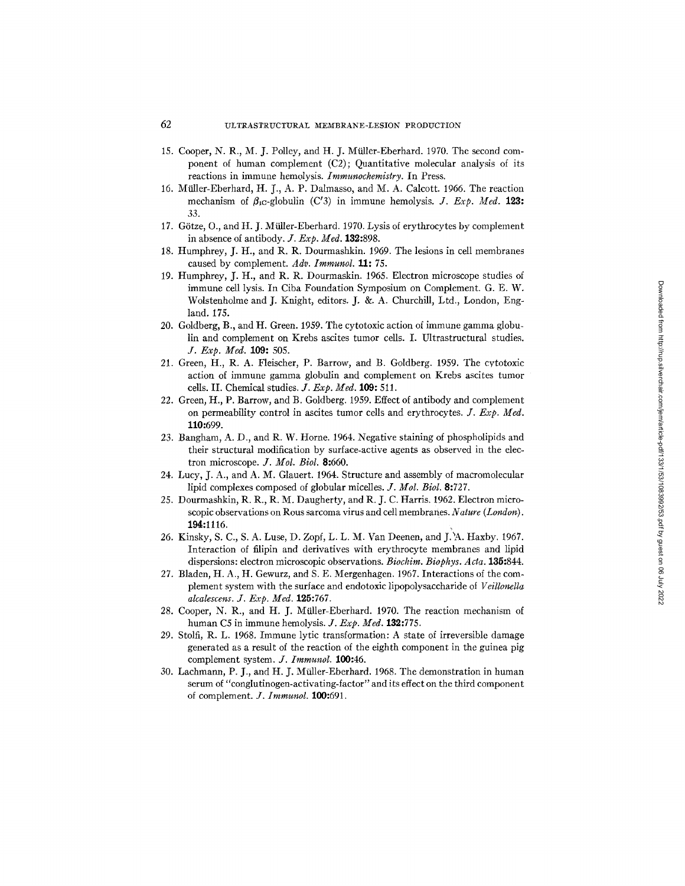15. Cooper, N. R., M. J. Polley, and H. J. Müller-Eberhard. 1970. The second component of human complement (C2); Quantitative molecular analysis of its reactions in immune hemolysis. *Immunochemistry*. In Press.
16. Müller-Eberhard, H. J., A. P. Dalmasso, and M. A. Calcott. 1966. The reaction mechanism of $\beta_{1C}$-globulin (C′3) in immune hemolysis. *J. Exp. Med.* **123:** 33.
17. Götze, O., and H. J. Müller-Eberhard. 1970. Lysis of erythrocytes by complement in absence of antibody. *J. Exp. Med.* **132:**898.
18. Humphrey, J. H., and R. R. Dourmashkin. 1969. The lesions in cell membranes caused by complement. *Adv. Immunol.* **11:** 75.
19. Humphrey, J. H., and R. R. Dourmaskin. 1965. Electron microscope studies of immune cell lysis. In Ciba Foundation Symposium on Complement. G. E. W. Wolstenholme and J. Knight, editors. J. & A. Churchill, Ltd., London, England. 175.
20. Goldberg, B., and H. Green. 1959. The cytotoxic action of immune gamma globulin and complement on Krebs ascites tumor cells. I. Ultrastructural studies. *J. Exp. Med.* **109:** 505.
21. Green, H., R. A. Fleischer, P. Barrow, and B. Goldberg. 1959. The cytotoxic action of immune gamma globulin and complement on Krebs ascites tumor cells. II. Chemical studies. *J. Exp. Med.* **109:** 511.
22. Green, H., P. Barrow, and B. Goldberg. 1959. Effect of antibody and complement on permeability control in ascites tumor cells and erythrocytes. *J. Exp. Med.* **110:**699.
23. Bangham, A. D., and R. W. Horne. 1964. Negative staining of phospholipids and their structural modification by surface-active agents as observed in the electron microscope. *J. Mol. Biol.* **8:**660.
24. Lucy, J. A., and A. M. Glauert. 1964. Structure and assembly of macromolecular lipid complexes composed of globular micelles. *J. Mol. Biol.* **8:**727.
25. Dourmashkin, R. R., R. M. Daugherty, and R. J. C. Harris. 1962. Electron microscopic observations on Rous sarcoma virus and cell membranes. *Nature (London).* **194:**1116.
26. Kinsky, S. C., S. A. Luse, D. Zopf, L. L. M. Van Deenen, and J. A. Haxby. 1967. Interaction of filipin and derivatives with erythrocyte membranes and lipid dispersions: electron microscopic observations. *Biochim. Biophys. Acta.* **135:**844.
27. Bladen, H. A., H. Gewurz, and S. E. Mergenhagen. 1967. Interactions of the complement system with the surface and endotoxic lipopolysaccharide of *Veillonella alcalescens*. *J. Exp. Med.* **125:**767.
28. Cooper, N. R., and H. J. Müller-Eberhard. 1970. The reaction mechanism of human C5 in immune hemolysis. *J. Exp. Med.* **132:**775.
29. Stolfi, R. L. 1968. Immune lytic transformation: A state of irreversible damage generated as a result of the reaction of the eighth component in the guinea pig complement system. *J. Immunol.* **100:**46.
30. Lachmann, P. J., and H. J. Müller-Eberhard. 1968. The demonstration in human serum of "conglutinogen-activating-factor" and its effect on the third component of complement. *J. Immunol.* **100:**691.